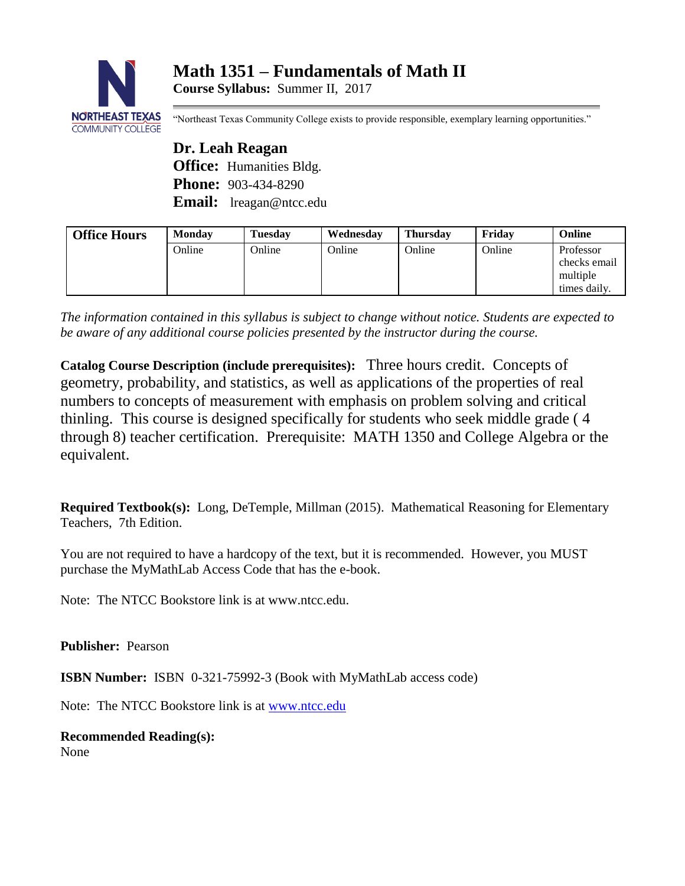# Math 1351 – Fundamentals of Math II

**Course Syllabus:** Summer II, 2017

"Northeast Texas Community College exists to provide responsible, exemplary learning opportunities."

## Dr. Leah Reagan

**Office:** Humanities Bldg.
**Phone:** 903-434-8290
**Email:** lreagan@ntcc.edu

| Office Hours | Monday | Tuesday | Wednesday | Thursday | Friday | Online |
|---|---|---|---|---|---|---|
| | Online | Online | Online | Online | Online | Professor checks email multiple times daily. |

*The information contained in this syllabus is subject to change without notice. Students are expected to be aware of any additional course policies presented by the instructor during the course.*

**Catalog Course Description (include prerequisites):** Three hours credit. Concepts of geometry, probability, and statistics, as well as applications of the properties of real numbers to concepts of measurement with emphasis on problem solving and critical thinling. This course is designed specifically for students who seek middle grade ( 4 through 8) teacher certification. Prerequisite: MATH 1350 and College Algebra or the equivalent.

**Required Textbook(s):** Long, DeTemple, Millman (2015). Mathematical Reasoning for Elementary Teachers, 7th Edition.

You are not required to have a hardcopy of the text, but it is recommended. However, you MUST purchase the MyMathLab Access Code that has the e-book.

Note: The NTCC Bookstore link is at www.ntcc.edu.

**Publisher:** Pearson

**ISBN Number:** ISBN 0-321-75992-3 (Book with MyMathLab access code)

Note: The NTCC Bookstore link is at www.ntcc.edu

**Recommended Reading(s):**
None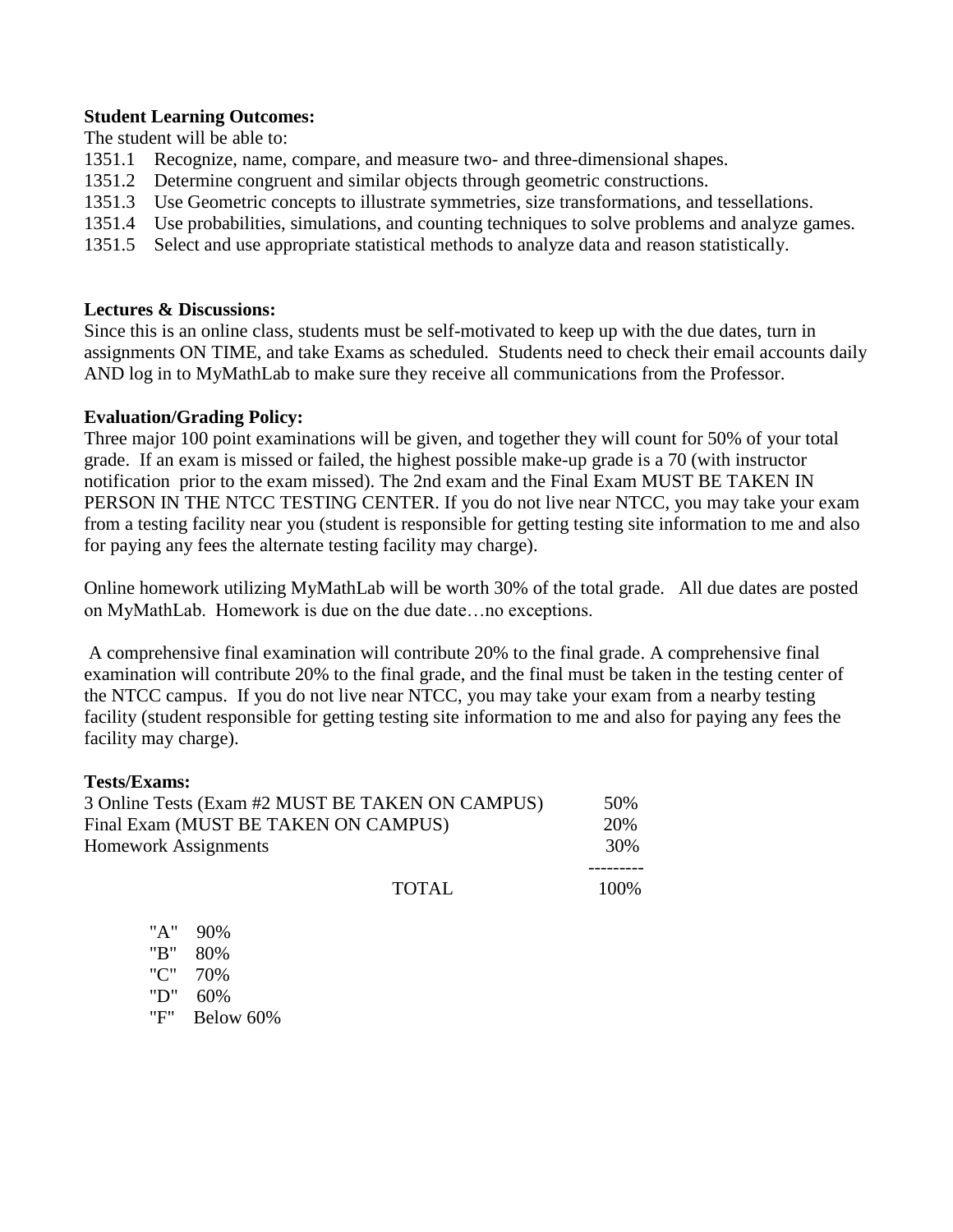**Student Learning Outcomes:**

The student will be able to:

1351.1 Recognize, name, compare, and measure two- and three-dimensional shapes.
1351.2 Determine congruent and similar objects through geometric constructions.
1351.3 Use Geometric concepts to illustrate symmetries, size transformations, and tessellations.
1351.4 Use probabilities, simulations, and counting techniques to solve problems and analyze games.
1351.5 Select and use appropriate statistical methods to analyze data and reason statistically.

**Lectures & Discussions:**

Since this is an online class, students must be self-motivated to keep up with the due dates, turn in assignments ON TIME, and take Exams as scheduled. Students need to check their email accounts daily AND log in to MyMathLab to make sure they receive all communications from the Professor.

**Evaluation/Grading Policy:**

Three major 100 point examinations will be given, and together they will count for 50% of your total grade. If an exam is missed or failed, the highest possible make-up grade is a 70 (with instructor notification prior to the exam missed). The 2nd exam and the Final Exam MUST BE TAKEN IN PERSON IN THE NTCC TESTING CENTER. If you do not live near NTCC, you may take your exam from a testing facility near you (student is responsible for getting testing site information to me and also for paying any fees the alternate testing facility may charge).

Online homework utilizing MyMathLab will be worth 30% of the total grade. All due dates are posted on MyMathLab. Homework is due on the due date…no exceptions.

A comprehensive final examination will contribute 20% to the final grade. A comprehensive final examination will contribute 20% to the final grade, and the final must be taken in the testing center of the NTCC campus. If you do not live near NTCC, you may take your exam from a nearby testing facility (student responsible for getting testing site information to me and also for paying any fees the facility may charge).

**Tests/Exams:**

| | |
|---|---|
| 3 Online Tests (Exam #2 MUST BE TAKEN ON CAMPUS) | 50% |
| Final Exam (MUST BE TAKEN ON CAMPUS) | 20% |
| Homework Assignments | 30% |
| TOTAL | 100% |

"A" 90%
"B" 80%
"C" 70%
"D" 60%
"F" Below 60%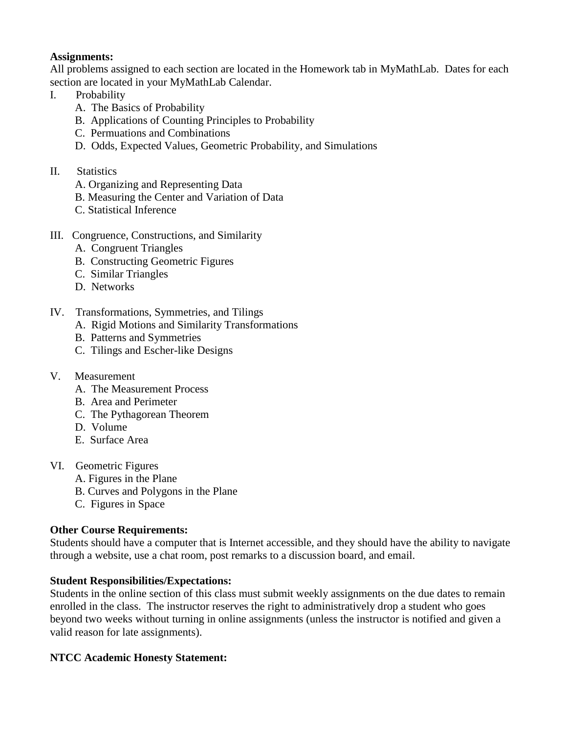**Assignments:**

All problems assigned to each section are located in the Homework tab in MyMathLab. Dates for each section are located in your MyMathLab Calendar.

I. Probability
   - A. The Basics of Probability
   - B. Applications of Counting Principles to Probability
   - C. Permuations and Combinations
   - D. Odds, Expected Values, Geometric Probability, and Simulations

II. Statistics
   - A. Organizing and Representing Data
   - B. Measuring the Center and Variation of Data
   - C. Statistical Inference

III. Congruence, Constructions, and Similarity
   - A. Congruent Triangles
   - B. Constructing Geometric Figures
   - C. Similar Triangles
   - D. Networks

IV. Transformations, Symmetries, and Tilings
   - A. Rigid Motions and Similarity Transformations
   - B. Patterns and Symmetries
   - C. Tilings and Escher-like Designs

V. Measurement
   - A. The Measurement Process
   - B. Area and Perimeter
   - C. The Pythagorean Theorem
   - D. Volume
   - E. Surface Area

VI. Geometric Figures
   - A. Figures in the Plane
   - B. Curves and Polygons in the Plane
   - C. Figures in Space

**Other Course Requirements:**

Students should have a computer that is Internet accessible, and they should have the ability to navigate through a website, use a chat room, post remarks to a discussion board, and email.

**Student Responsibilities/Expectations:**

Students in the online section of this class must submit weekly assignments on the due dates to remain enrolled in the class. The instructor reserves the right to administratively drop a student who goes beyond two weeks without turning in online assignments (unless the instructor is notified and given a valid reason for late assignments).

**NTCC Academic Honesty Statement:**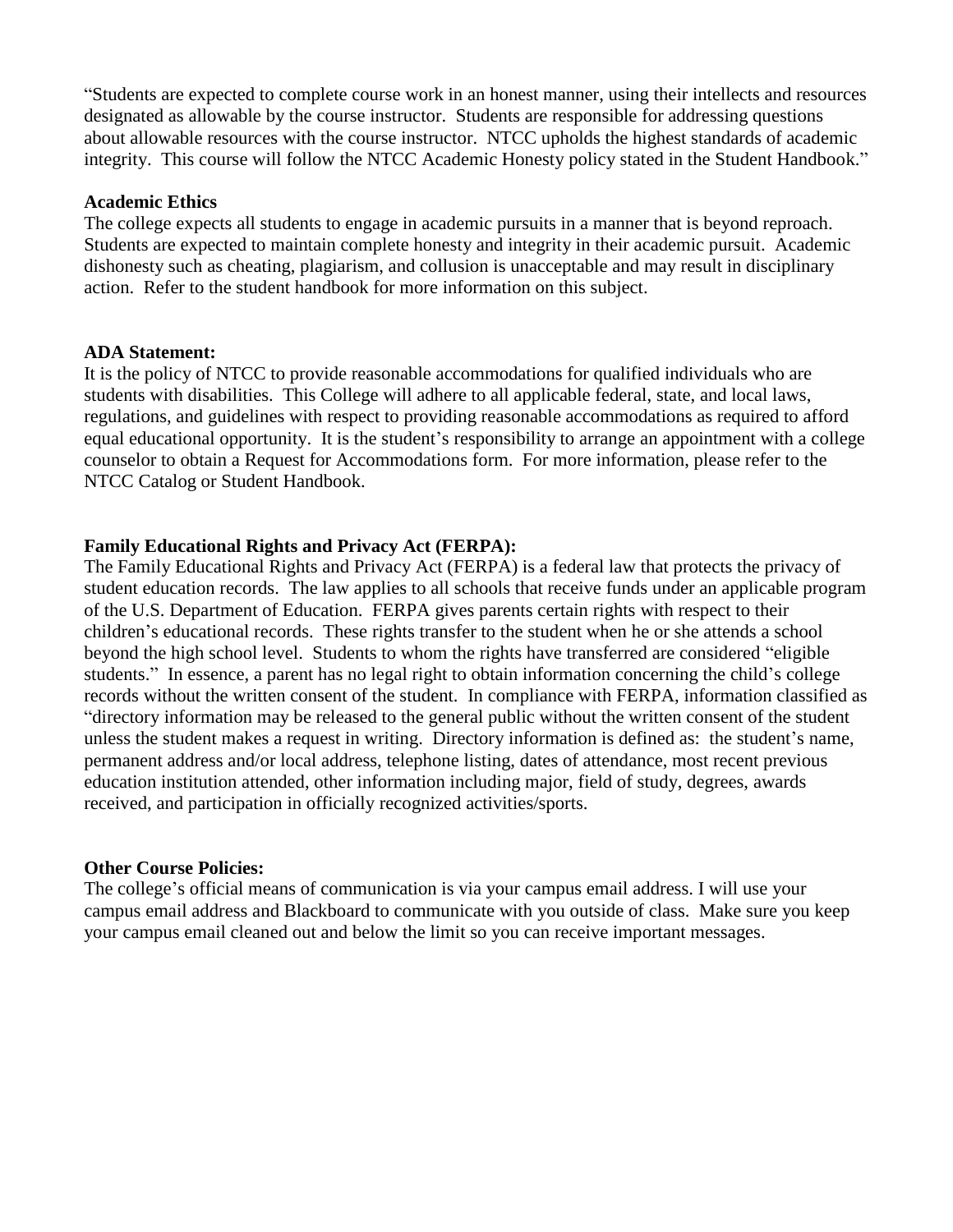"Students are expected to complete course work in an honest manner, using their intellects and resources designated as allowable by the course instructor. Students are responsible for addressing questions about allowable resources with the course instructor. NTCC upholds the highest standards of academic integrity. This course will follow the NTCC Academic Honesty policy stated in the Student Handbook."

**Academic Ethics**

The college expects all students to engage in academic pursuits in a manner that is beyond reproach. Students are expected to maintain complete honesty and integrity in their academic pursuit. Academic dishonesty such as cheating, plagiarism, and collusion is unacceptable and may result in disciplinary action. Refer to the student handbook for more information on this subject.

**ADA Statement:**

It is the policy of NTCC to provide reasonable accommodations for qualified individuals who are students with disabilities. This College will adhere to all applicable federal, state, and local laws, regulations, and guidelines with respect to providing reasonable accommodations as required to afford equal educational opportunity. It is the student's responsibility to arrange an appointment with a college counselor to obtain a Request for Accommodations form. For more information, please refer to the NTCC Catalog or Student Handbook.

**Family Educational Rights and Privacy Act (FERPA):**

The Family Educational Rights and Privacy Act (FERPA) is a federal law that protects the privacy of student education records. The law applies to all schools that receive funds under an applicable program of the U.S. Department of Education. FERPA gives parents certain rights with respect to their children's educational records. These rights transfer to the student when he or she attends a school beyond the high school level. Students to whom the rights have transferred are considered "eligible students." In essence, a parent has no legal right to obtain information concerning the child's college records without the written consent of the student. In compliance with FERPA, information classified as "directory information may be released to the general public without the written consent of the student unless the student makes a request in writing. Directory information is defined as: the student's name, permanent address and/or local address, telephone listing, dates of attendance, most recent previous education institution attended, other information including major, field of study, degrees, awards received, and participation in officially recognized activities/sports.

**Other Course Policies:**

The college's official means of communication is via your campus email address. I will use your campus email address and Blackboard to communicate with you outside of class. Make sure you keep your campus email cleaned out and below the limit so you can receive important messages.